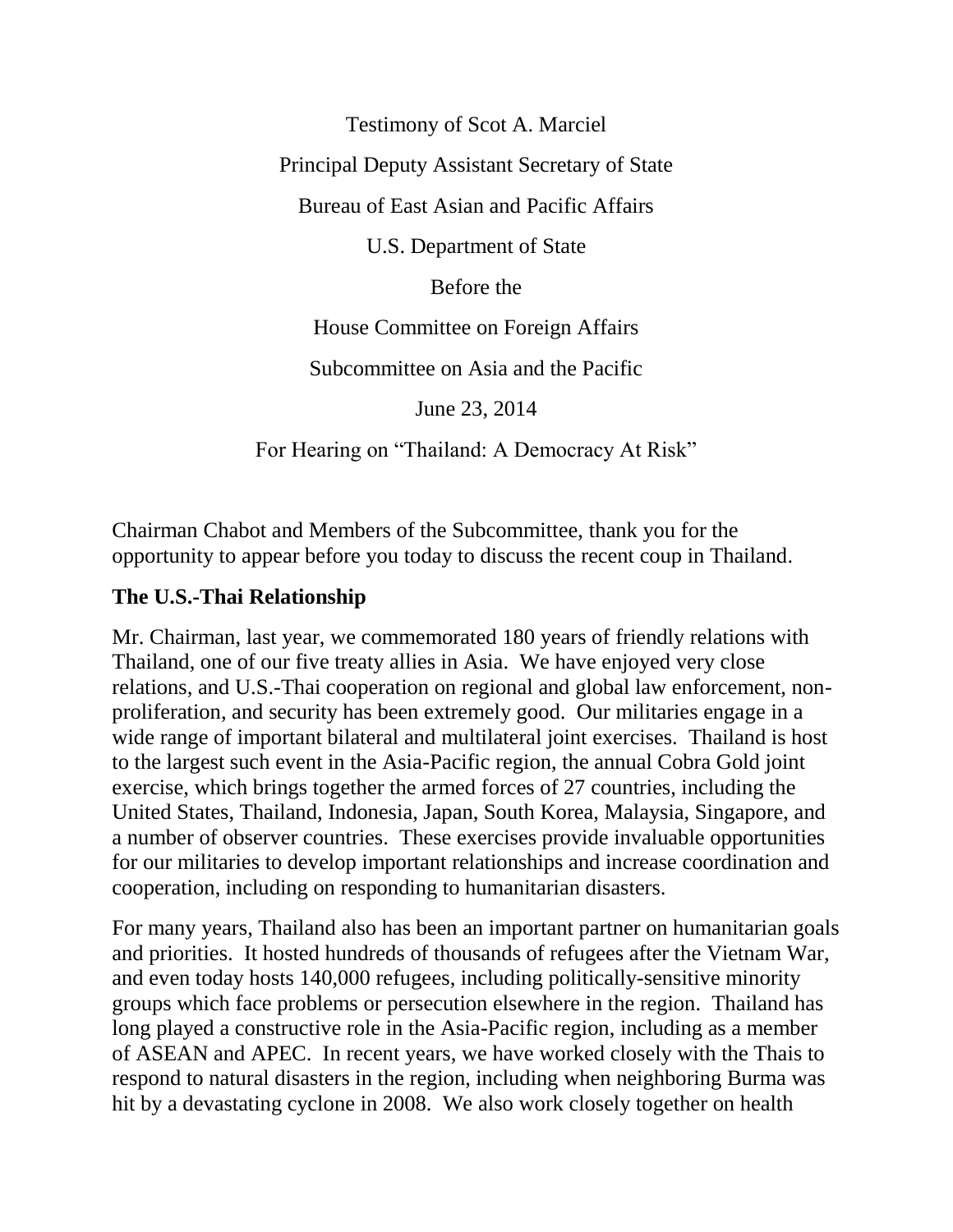Testimony of Scot A. Marciel

Principal Deputy Assistant Secretary of State

Bureau of East Asian and Pacific Affairs

U.S. Department of State

Before the

House Committee on Foreign Affairs

Subcommittee on Asia and the Pacific

June 23, 2014

For Hearing on "Thailand: A Democracy At Risk"

Chairman Chabot and Members of the Subcommittee, thank you for the opportunity to appear before you today to discuss the recent coup in Thailand.

## The U.S.-Thai Relationship

Mr. Chairman, last year, we commemorated 180 years of friendly relations with Thailand, one of our five treaty allies in Asia. We have enjoyed very close relations, and U.S.-Thai cooperation on regional and global law enforcement, non-proliferation, and security has been extremely good. Our militaries engage in a wide range of important bilateral and multilateral joint exercises. Thailand is host to the largest such event in the Asia-Pacific region, the annual Cobra Gold joint exercise, which brings together the armed forces of 27 countries, including the United States, Thailand, Indonesia, Japan, South Korea, Malaysia, Singapore, and a number of observer countries. These exercises provide invaluable opportunities for our militaries to develop important relationships and increase coordination and cooperation, including on responding to humanitarian disasters.

For many years, Thailand also has been an important partner on humanitarian goals and priorities. It hosted hundreds of thousands of refugees after the Vietnam War, and even today hosts 140,000 refugees, including politically-sensitive minority groups which face problems or persecution elsewhere in the region. Thailand has long played a constructive role in the Asia-Pacific region, including as a member of ASEAN and APEC. In recent years, we have worked closely with the Thais to respond to natural disasters in the region, including when neighboring Burma was hit by a devastating cyclone in 2008. We also work closely together on health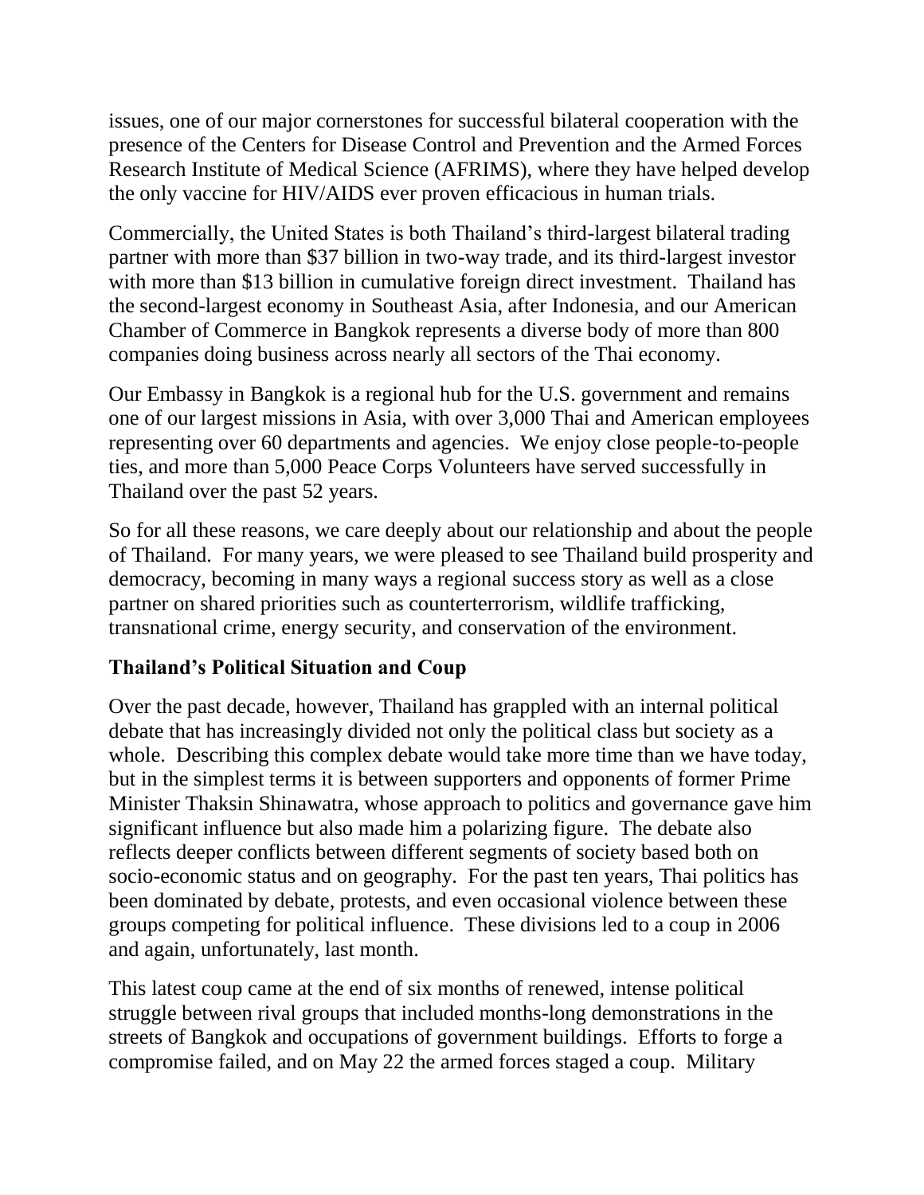issues, one of our major cornerstones for successful bilateral cooperation with the presence of the Centers for Disease Control and Prevention and the Armed Forces Research Institute of Medical Science (AFRIMS), where they have helped develop the only vaccine for HIV/AIDS ever proven efficacious in human trials.

Commercially, the United States is both Thailand's third-largest bilateral trading partner with more than $37 billion in two-way trade, and its third-largest investor with more than $13 billion in cumulative foreign direct investment. Thailand has the second-largest economy in Southeast Asia, after Indonesia, and our American Chamber of Commerce in Bangkok represents a diverse body of more than 800 companies doing business across nearly all sectors of the Thai economy.

Our Embassy in Bangkok is a regional hub for the U.S. government and remains one of our largest missions in Asia, with over 3,000 Thai and American employees representing over 60 departments and agencies. We enjoy close people-to-people ties, and more than 5,000 Peace Corps Volunteers have served successfully in Thailand over the past 52 years.

So for all these reasons, we care deeply about our relationship and about the people of Thailand. For many years, we were pleased to see Thailand build prosperity and democracy, becoming in many ways a regional success story as well as a close partner on shared priorities such as counterterrorism, wildlife trafficking, transnational crime, energy security, and conservation of the environment.

**Thailand's Political Situation and Coup**

Over the past decade, however, Thailand has grappled with an internal political debate that has increasingly divided not only the political class but society as a whole. Describing this complex debate would take more time than we have today, but in the simplest terms it is between supporters and opponents of former Prime Minister Thaksin Shinawatra, whose approach to politics and governance gave him significant influence but also made him a polarizing figure. The debate also reflects deeper conflicts between different segments of society based both on socio-economic status and on geography. For the past ten years, Thai politics has been dominated by debate, protests, and even occasional violence between these groups competing for political influence. These divisions led to a coup in 2006 and again, unfortunately, last month.

This latest coup came at the end of six months of renewed, intense political struggle between rival groups that included months-long demonstrations in the streets of Bangkok and occupations of government buildings. Efforts to forge a compromise failed, and on May 22 the armed forces staged a coup. Military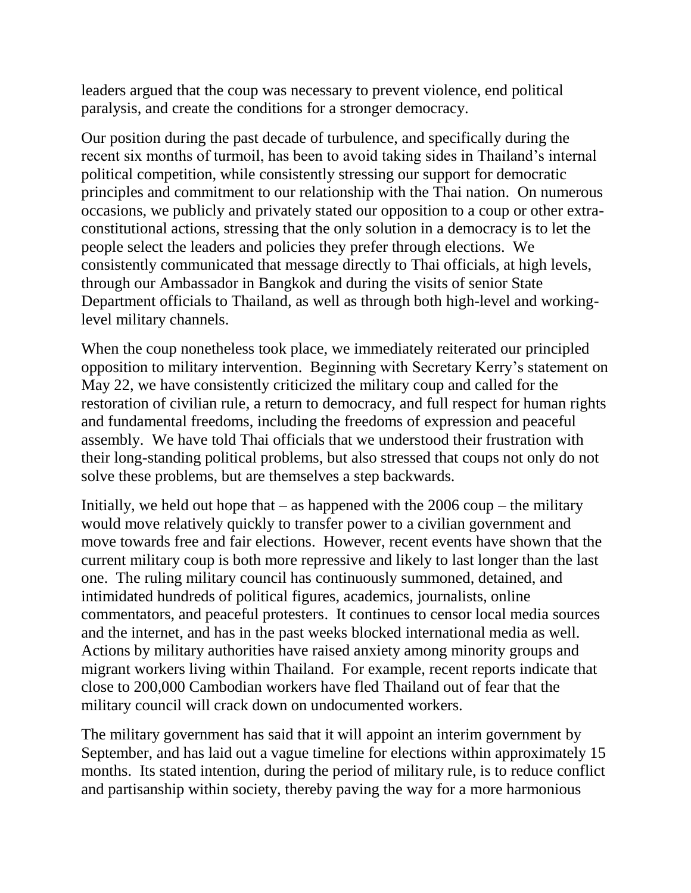leaders argued that the coup was necessary to prevent violence, end political paralysis, and create the conditions for a stronger democracy.

Our position during the past decade of turbulence, and specifically during the recent six months of turmoil, has been to avoid taking sides in Thailand's internal political competition, while consistently stressing our support for democratic principles and commitment to our relationship with the Thai nation. On numerous occasions, we publicly and privately stated our opposition to a coup or other extra-constitutional actions, stressing that the only solution in a democracy is to let the people select the leaders and policies they prefer through elections. We consistently communicated that message directly to Thai officials, at high levels, through our Ambassador in Bangkok and during the visits of senior State Department officials to Thailand, as well as through both high-level and working-level military channels.

When the coup nonetheless took place, we immediately reiterated our principled opposition to military intervention. Beginning with Secretary Kerry's statement on May 22, we have consistently criticized the military coup and called for the restoration of civilian rule, a return to democracy, and full respect for human rights and fundamental freedoms, including the freedoms of expression and peaceful assembly. We have told Thai officials that we understood their frustration with their long-standing political problems, but also stressed that coups not only do not solve these problems, but are themselves a step backwards.

Initially, we held out hope that – as happened with the 2006 coup – the military would move relatively quickly to transfer power to a civilian government and move towards free and fair elections. However, recent events have shown that the current military coup is both more repressive and likely to last longer than the last one. The ruling military council has continuously summoned, detained, and intimidated hundreds of political figures, academics, journalists, online commentators, and peaceful protesters. It continues to censor local media sources and the internet, and has in the past weeks blocked international media as well. Actions by military authorities have raised anxiety among minority groups and migrant workers living within Thailand. For example, recent reports indicate that close to 200,000 Cambodian workers have fled Thailand out of fear that the military council will crack down on undocumented workers.

The military government has said that it will appoint an interim government by September, and has laid out a vague timeline for elections within approximately 15 months. Its stated intention, during the period of military rule, is to reduce conflict and partisanship within society, thereby paving the way for a more harmonious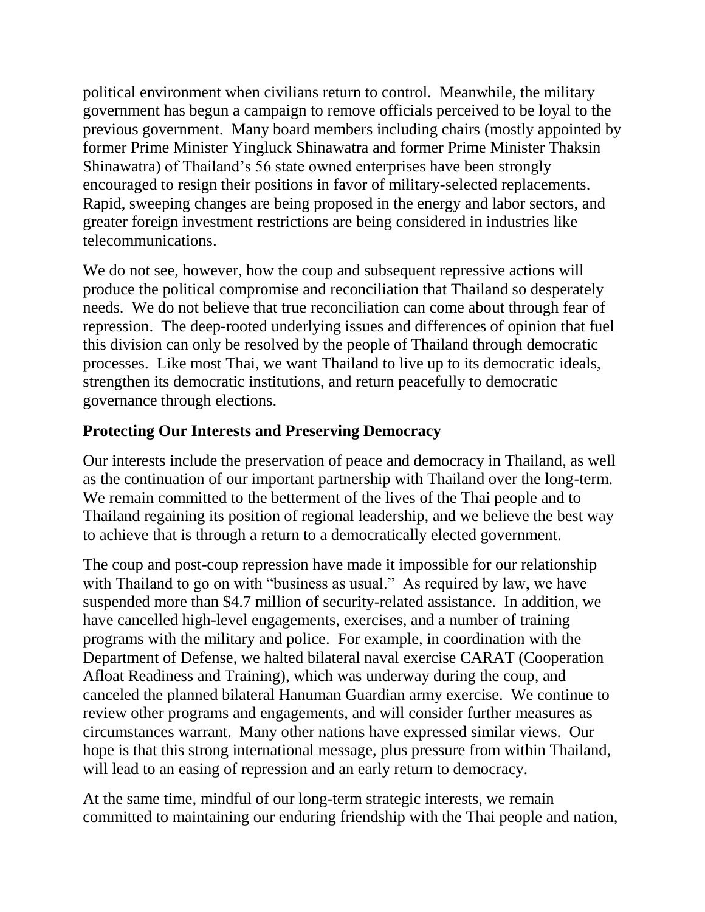political environment when civilians return to control. Meanwhile, the military government has begun a campaign to remove officials perceived to be loyal to the previous government. Many board members including chairs (mostly appointed by former Prime Minister Yingluck Shinawatra and former Prime Minister Thaksin Shinawatra) of Thailand's 56 state owned enterprises have been strongly encouraged to resign their positions in favor of military-selected replacements. Rapid, sweeping changes are being proposed in the energy and labor sectors, and greater foreign investment restrictions are being considered in industries like telecommunications.

We do not see, however, how the coup and subsequent repressive actions will produce the political compromise and reconciliation that Thailand so desperately needs. We do not believe that true reconciliation can come about through fear of repression. The deep-rooted underlying issues and differences of opinion that fuel this division can only be resolved by the people of Thailand through democratic processes. Like most Thai, we want Thailand to live up to its democratic ideals, strengthen its democratic institutions, and return peacefully to democratic governance through elections.

**Protecting Our Interests and Preserving Democracy**

Our interests include the preservation of peace and democracy in Thailand, as well as the continuation of our important partnership with Thailand over the long-term. We remain committed to the betterment of the lives of the Thai people and to Thailand regaining its position of regional leadership, and we believe the best way to achieve that is through a return to a democratically elected government.

The coup and post-coup repression have made it impossible for our relationship with Thailand to go on with "business as usual." As required by law, we have suspended more than $4.7 million of security-related assistance. In addition, we have cancelled high-level engagements, exercises, and a number of training programs with the military and police. For example, in coordination with the Department of Defense, we halted bilateral naval exercise CARAT (Cooperation Afloat Readiness and Training), which was underway during the coup, and canceled the planned bilateral Hanuman Guardian army exercise. We continue to review other programs and engagements, and will consider further measures as circumstances warrant. Many other nations have expressed similar views. Our hope is that this strong international message, plus pressure from within Thailand, will lead to an easing of repression and an early return to democracy.

At the same time, mindful of our long-term strategic interests, we remain committed to maintaining our enduring friendship with the Thai people and nation,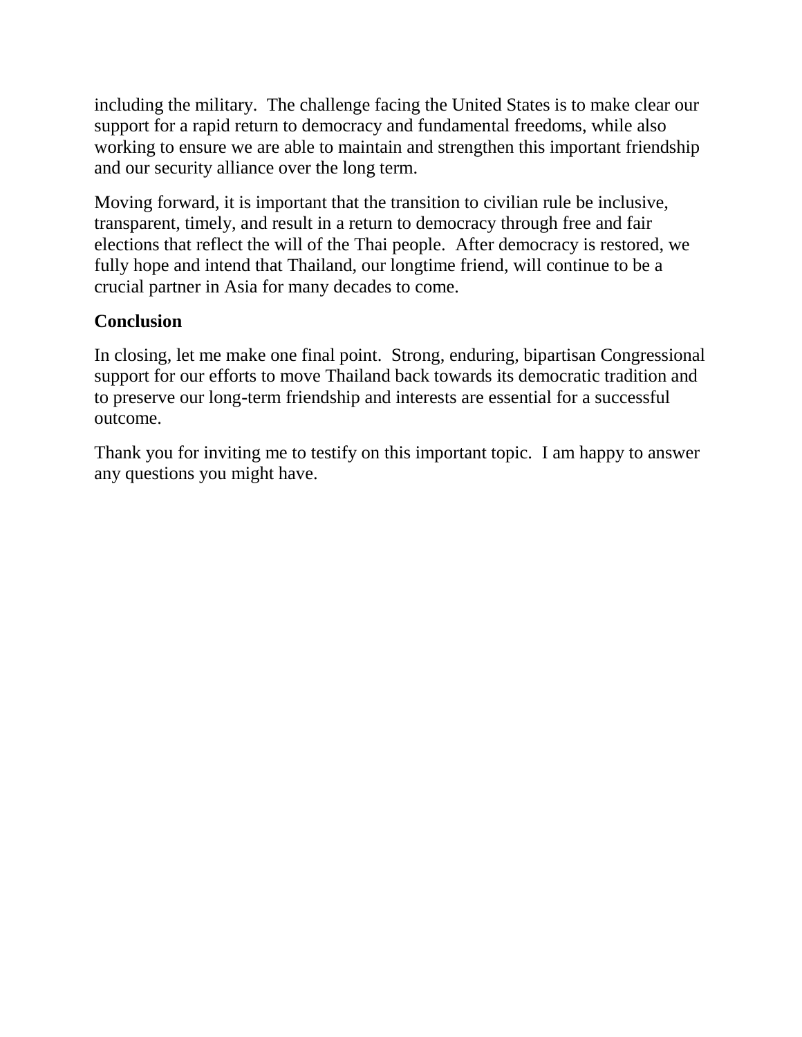including the military. The challenge facing the United States is to make clear our support for a rapid return to democracy and fundamental freedoms, while also working to ensure we are able to maintain and strengthen this important friendship and our security alliance over the long term.

Moving forward, it is important that the transition to civilian rule be inclusive, transparent, timely, and result in a return to democracy through free and fair elections that reflect the will of the Thai people. After democracy is restored, we fully hope and intend that Thailand, our longtime friend, will continue to be a crucial partner in Asia for many decades to come.

**Conclusion**

In closing, let me make one final point. Strong, enduring, bipartisan Congressional support for our efforts to move Thailand back towards its democratic tradition and to preserve our long-term friendship and interests are essential for a successful outcome.

Thank you for inviting me to testify on this important topic. I am happy to answer any questions you might have.